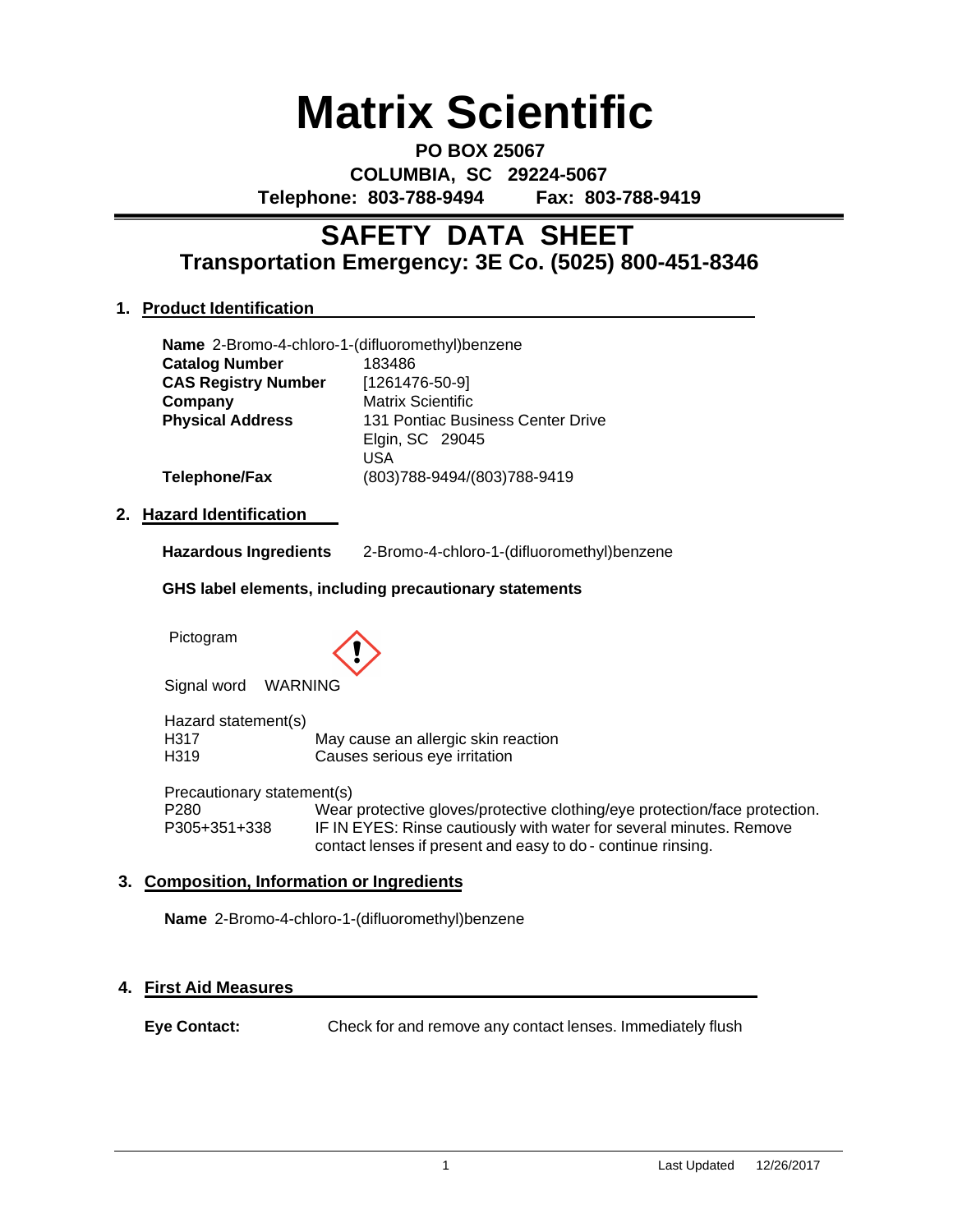# Matrix Scientific

**PO BOX 25067**
**COLUMBIA, SC 29224-5067**
**Telephone: 803-788-9494 Fax: 803-788-9419**

---

## SAFETY DATA SHEET
## Transportation Emergency: 3E Co. (5025) 800-451-8346

### 1. Product Identification

**Name** 2-Bromo-4-chloro-1-(difluoromethyl)benzene

| | |
|---|---|
| **Catalog Number** | 183486 |
| **CAS Registry Number** | [1261476-50-9] |
| **Company** | Matrix Scientific |
| **Physical Address** | 131 Pontiac Business Center Drive<br>Elgin, SC 29045<br>USA |
| **Telephone/Fax** | (803)788-9494/(803)788-9419 |

### 2. Hazard Identification

**Hazardous Ingredients** 2-Bromo-4-chloro-1-(difluoromethyl)benzene

**GHS label elements, including precautionary statements**

Pictogram

Signal word WARNING

Hazard statement(s)

| | |
|---|---|
| H317 | May cause an allergic skin reaction |
| H319 | Causes serious eye irritation |

Precautionary statement(s)

| | |
|---|---|
| P280 | Wear protective gloves/protective clothing/eye protection/face protection. |
| P305+351+338 | IF IN EYES: Rinse cautiously with water for several minutes. Remove contact lenses if present and easy to do - continue rinsing. |

### 3. Composition, Information or Ingredients

**Name** 2-Bromo-4-chloro-1-(difluoromethyl)benzene

### 4. First Aid Measures

**Eye Contact:** Check for and remove any contact lenses. Immediately flush

Last Updated 12/26/2017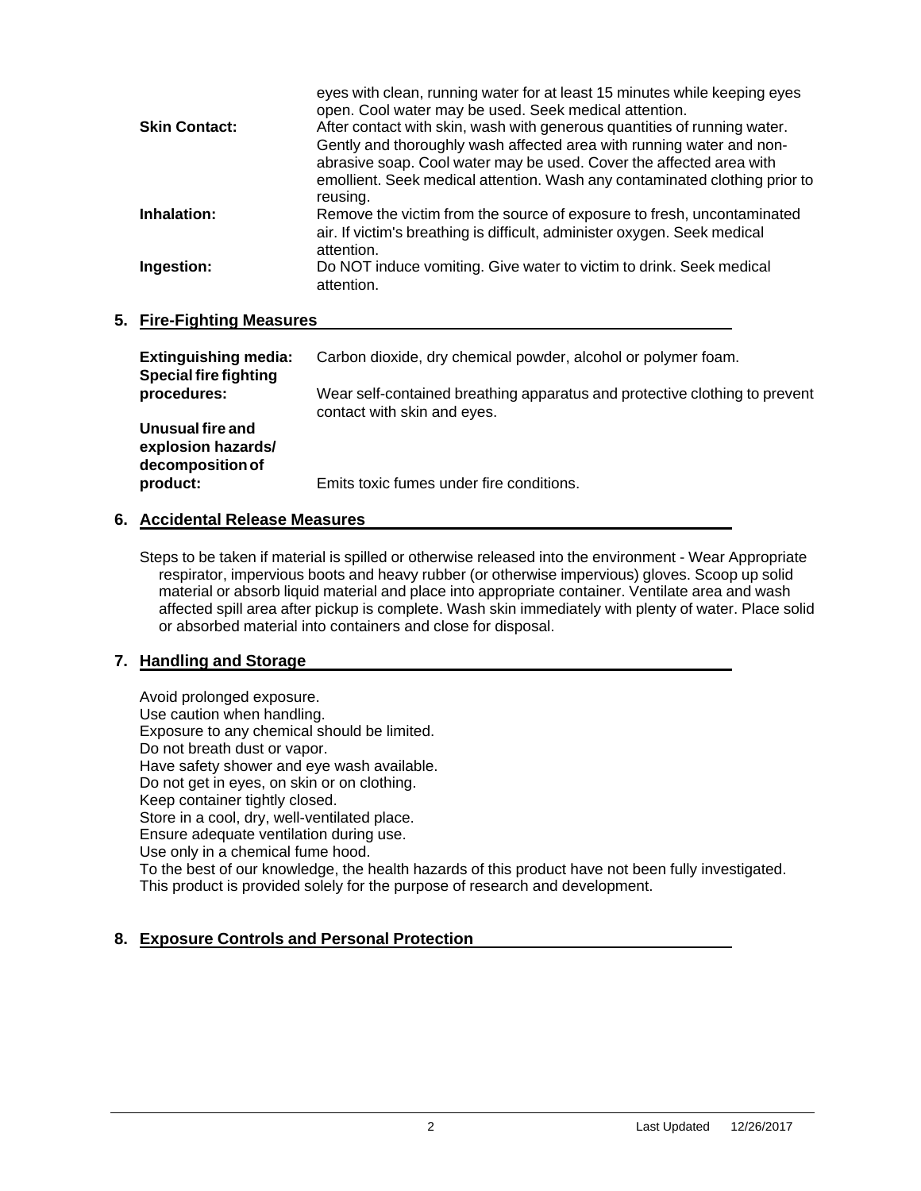eyes with clean, running water for at least 15 minutes while keeping eyes open. Cool water may be used. Seek medical attention.

**Skin Contact:** After contact with skin, wash with generous quantities of running water. Gently and thoroughly wash affected area with running water and non-abrasive soap. Cool water may be used. Cover the affected area with emollient. Seek medical attention. Wash any contaminated clothing prior to reusing.

**Inhalation:** Remove the victim from the source of exposure to fresh, uncontaminated air. If victim's breathing is difficult, administer oxygen. Seek medical attention.

**Ingestion:** Do NOT induce vomiting. Give water to victim to drink. Seek medical attention.

## 5. Fire-Fighting Measures

**Extinguishing media:** Carbon dioxide, dry chemical powder, alcohol or polymer foam.

**Special fire fighting procedures:** Wear self-contained breathing apparatus and protective clothing to prevent contact with skin and eyes.

**Unusual fire and explosion hazards/ decomposition of product:** Emits toxic fumes under fire conditions.

## 6. Accidental Release Measures

Steps to be taken if material is spilled or otherwise released into the environment - Wear Appropriate respirator, impervious boots and heavy rubber (or otherwise impervious) gloves. Scoop up solid material or absorb liquid material and place into appropriate container. Ventilate area and wash affected spill area after pickup is complete. Wash skin immediately with plenty of water. Place solid or absorbed material into containers and close for disposal.

## 7. Handling and Storage

Avoid prolonged exposure.
Use caution when handling.
Exposure to any chemical should be limited.
Do not breath dust or vapor.
Have safety shower and eye wash available.
Do not get in eyes, on skin or on clothing.
Keep container tightly closed.
Store in a cool, dry, well-ventilated place.
Ensure adequate ventilation during use.
Use only in a chemical fume hood.
To the best of our knowledge, the health hazards of this product have not been fully investigated.
This product is provided solely for the purpose of research and development.

## 8. Exposure Controls and Personal Protection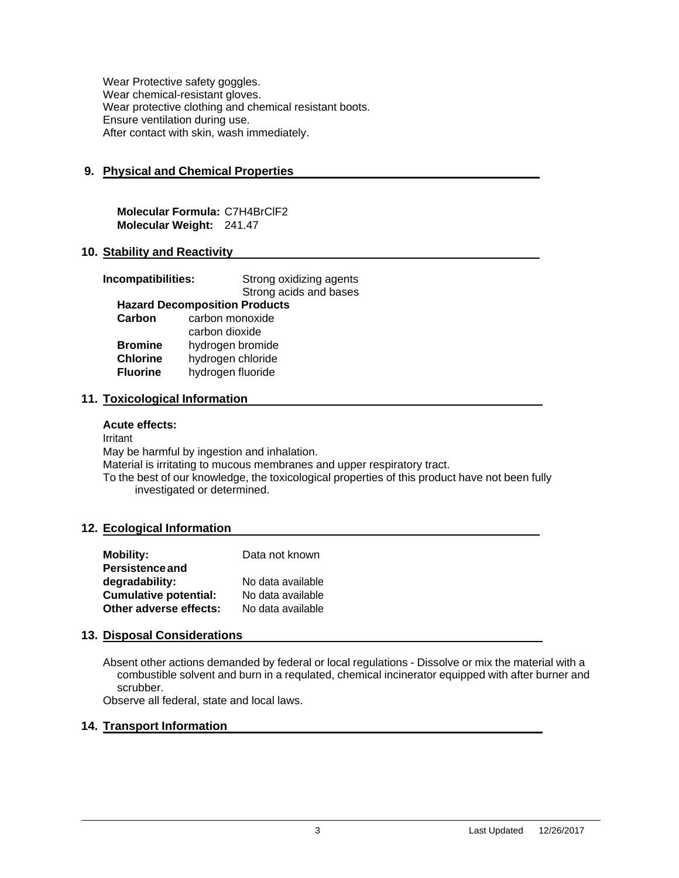Wear Protective safety goggles.
Wear chemical-resistant gloves.
Wear protective clothing and chemical resistant boots.
Ensure ventilation during use.
After contact with skin, wash immediately.

## 9. Physical and Chemical Properties

**Molecular Formula:** $C_7H_4BrClF_2$
**Molecular Weight:** 241.47

## 10. Stability and Reactivity

**Incompatibilities:** Strong oxidizing agents
Strong acids and bases

**Hazard Decomposition Products**

| | |
|---|---|
| **Carbon** | carbon monoxide |
| | carbon dioxide |
| **Bromine** | hydrogen bromide |
| **Chlorine** | hydrogen chloride |
| **Fluorine** | hydrogen fluoride |

## 11. Toxicological Information

**Acute effects:**

Irritant
May be harmful by ingestion and inhalation.
Material is irritating to mucous membranes and upper respiratory tract.
To the best of our knowledge, the toxicological properties of this product have not been fully investigated or determined.

## 12. Ecological Information

| | |
|---|---|
| **Mobility:** | Data not known |
| **Persistence and degradability:** | No data available |
| **Cumulative potential:** | No data available |
| **Other adverse effects:** | No data available |

## 13. Disposal Considerations

Absent other actions demanded by federal or local regulations - Dissolve or mix the material with a combustible solvent and burn in a requlated, chemical incinerator equipped with after burner and scrubber.
Observe all federal, state and local laws.

## 14. Transport Information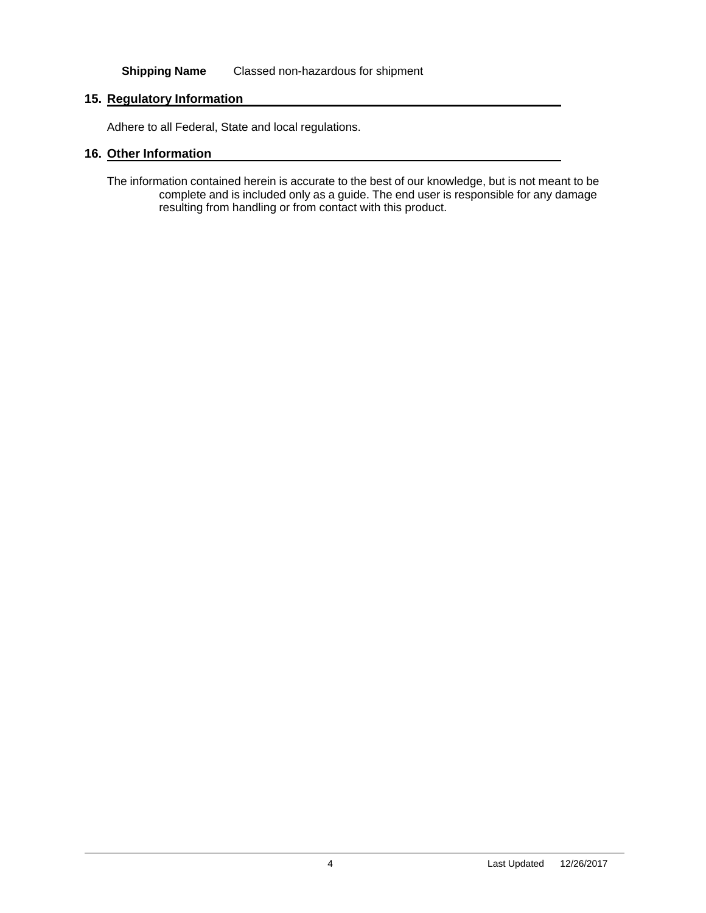**Shipping Name** Classed non-hazardous for shipment

## 15. Regulatory Information

Adhere to all Federal, State and local regulations.

## 16. Other Information

The information contained herein is accurate to the best of our knowledge, but is not meant to be complete and is included only as a guide. The end user is responsible for any damage resulting from handling or from contact with this product.

Last Updated 12/26/2017